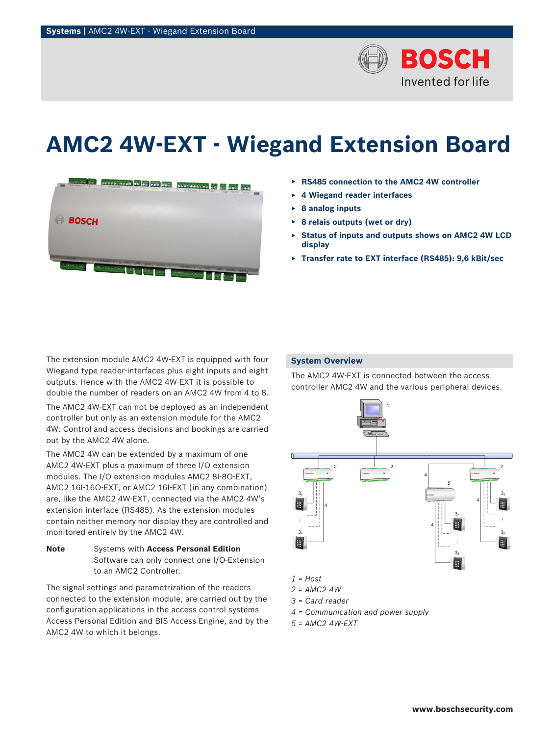# AMC2 4W-EXT - Wiegand Extension Board

- **RS485 connection to the AMC2 4W controller**
- **4 Wiegand reader interfaces**
- **8 analog inputs**
- **8 relais outputs (wet or dry)**
- **Status of inputs and outputs shows on AMC2 4W LCD display**
- **Transfer rate to EXT interface (RS485): 9,6 kBit/sec**

The extension module AMC2 4W-EXT is equipped with four Wiegand type reader-interfaces plus eight inputs and eight outputs. Hence with the AMC2 4W-EXT it is possible to double the number of readers on an AMC2 4W from 4 to 8.

The AMC2 4W-EXT can not be deployed as an independent controller but only as an extension module for the AMC2 4W. Control and access decisions and bookings are carried out by the AMC2 4W alone.

The AMC2 4W can be extended by a maximum of one AMC2 4W-EXT plus a maximum of three I/O extension modules. The I/O extension modules AMC2 8I-8O-EXT, AMC2 16I-16O-EXT, or AMC2 16I-EXT (in any combination) are, like the AMC2 4W-EXT, connected via the AMC2 4W's extension interface (RS485). As the extension modules contain neither memory nor display they are controlled and monitored entirely by the AMC2 4W.

**Note** Systems with **Access Personal Edition** Software can only connect one I/O-Extension to an AMC2 Controller.

The signal settings and parametrization of the readers connected to the extension module, are carried out by the configuration applications in the access control systems Access Personal Edition and BIS Access Engine, and by the AMC2 4W to which it belongs.

## System Overview

The AMC2 4W-EXT is connected between the access controller AMC2 4W and the various peripheral devices.

*1 = Host*
*2 = AMC2 4W*
*3 = Card reader*
*4 = Communication and power supply*
*5 = AMC2 4W-EXT*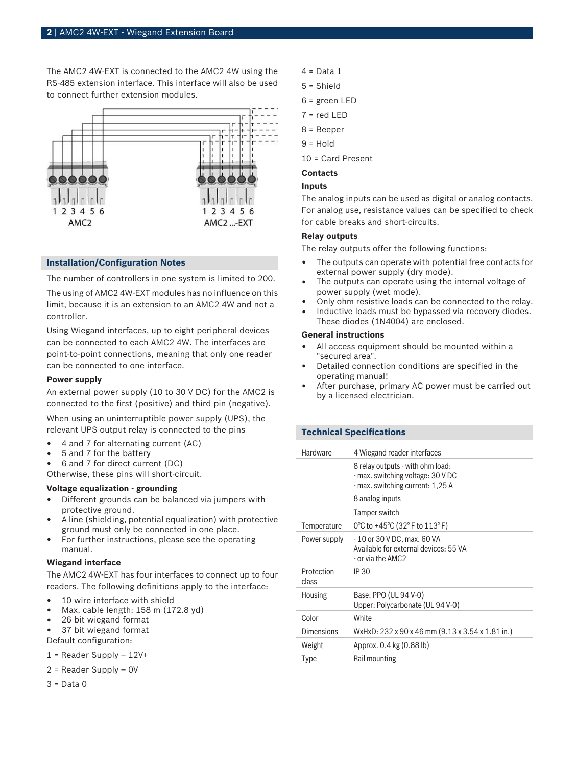The AMC2 4W-EXT is connected to the AMC2 4W using the RS-485 extension interface. This interface will also be used to connect further extension modules.

1 2 3 4 5 6
AMC2

1 2 3 4 5 6
AMC2 ...-EXT

## Installation/Configuration Notes

The number of controllers in one system is limited to 200.

The using of AMC2 4W-EXT modules has no influence on this limit, because it is an extension to an AMC2 4W and not a controller.

Using Wiegand interfaces, up to eight peripheral devices can be connected to each AMC2 4W. The interfaces are point-to-point connections, meaning that only one reader can be connected to one interface.

### Power supply

An external power supply (10 to 30 V DC) for the AMC2 is connected to the first (positive) and third pin (negative).

When using an uninterruptible power supply (UPS), the relevant UPS output relay is connected to the pins

- 4 and 7 for alternating current (AC)
- 5 and 7 for the battery
- 6 and 7 for direct current (DC)

Otherwise, these pins will short-circuit.

### Voltage equalization - grounding

- Different grounds can be balanced via jumpers with protective ground.
- A line (shielding, potential equalization) with protective ground must only be connected in one place.
- For further instructions, please see the operating manual.

### Wiegand interface

The AMC2 4W-EXT has four interfaces to connect up to four readers. The following definitions apply to the interface:

- 10 wire interface with shield
- Max. cable length: 158 m (172.8 yd)
- 26 bit wiegand format
- 37 bit wiegand format

Default configuration:

1 = Reader Supply – 12V+

2 = Reader Supply – 0V

3 = Data 0

4 = Data 1

5 = Shield

6 = green LED

7 = red LED

8 = Beeper

9 = Hold

10 = Card Present

### Contacts

### Inputs

The analog inputs can be used as digital or analog contacts. For analog use, resistance values can be specified to check for cable breaks and short-circuits.

### Relay outputs

The relay outputs offer the following functions:

- The outputs can operate with potential free contacts for external power supply (dry mode).
- The outputs can operate using the internal voltage of power supply (wet mode).
- Only ohm resistive loads can be connected to the relay.
- Inductive loads must be bypassed via recovery diodes. These diodes (1N4004) are enclosed.

### General instructions

- All access equipment should be mounted within a "secured area".
- Detailed connection conditions are specified in the operating manual!
- After purchase, primary AC power must be carried out by a licensed electrician.

## Technical Specifications

| | |
|---|---|
| Hardware | 4 Wiegand reader interfaces |
| | 8 relay outputs - with ohm load:<br>- max. switching voltage: 30 V DC<br>- max. switching current: 1,25 A |
| | 8 analog inputs |
| | Tamper switch |
| Temperature | 0°C to +45°C (32° F to 113° F) |
| Power supply | - 10 or 30 V DC, max. 60 VA<br>Available for external devices: 55 VA<br>- or via the AMC2 |
| Protection class | IP 30 |
| Housing | Base: PPO (UL 94 V-0)<br>Upper: Polycarbonate (UL 94 V-0) |
| Color | White |
| Dimensions | WxHxD: 232 x 90 x 46 mm (9.13 x 3.54 x 1.81 in.) |
| Weight | Approx. 0.4 kg (0.88 lb) |
| Type | Rail mounting |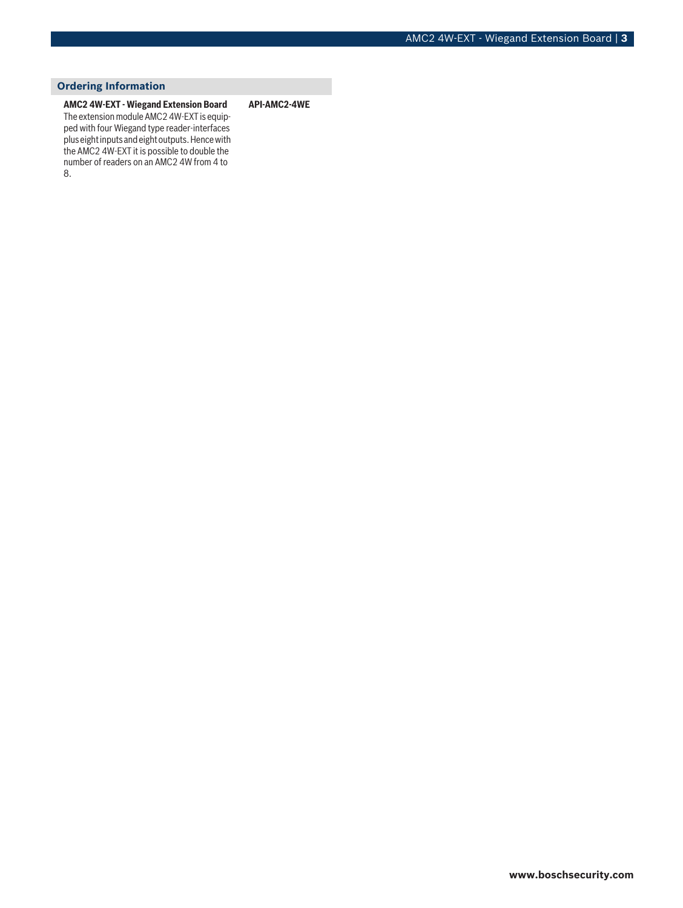## Ordering Information

**AMC2 4W-EXT - Wiegand Extension Board** — **API-AMC2-4WE**

The extension module AMC2 4W-EXT is equipped with four Wiegand type reader-interfaces plus eight inputs and eight outputs. Hence with the AMC2 4W-EXT it is possible to double the number of readers on an AMC2 4W from 4 to 8.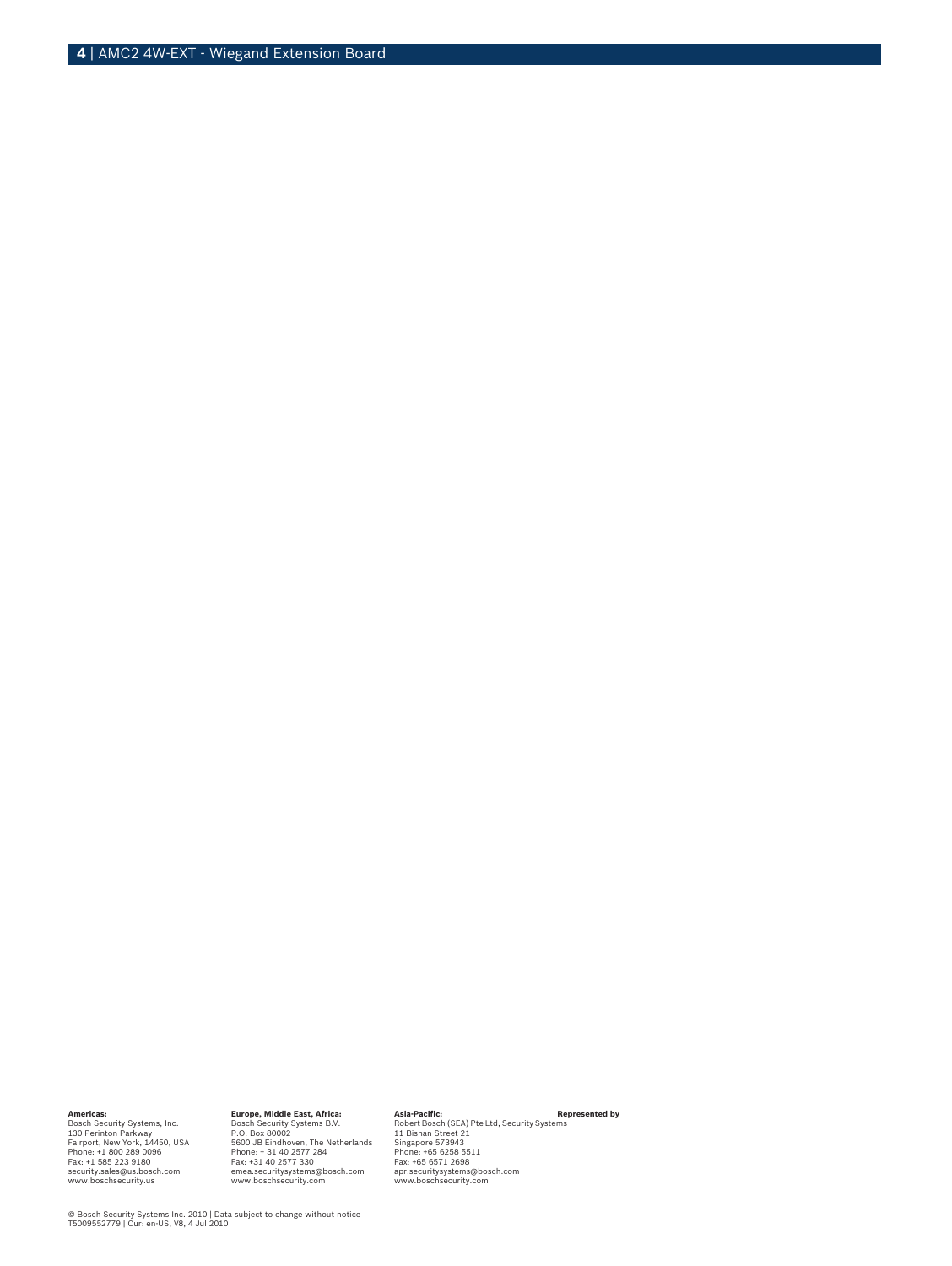**Americas:**
Bosch Security Systems, Inc.
130 Perinton Parkway
Fairport, New York, 14450, USA
Phone: +1 800 289 0096
Fax: +1 585 223 9180
security.sales@us.bosch.com
www.boschsecurity.us

**Europe, Middle East, Africa:**
Bosch Security Systems B.V.
P.O. Box 80002
5600 JB Eindhoven, The Netherlands
Phone: + 31 40 2577 284
Fax: +31 40 2577 330
emea.securitysystems@bosch.com
www.boschsecurity.com

**Asia-Pacific:**
Robert Bosch (SEA) Pte Ltd, Security Systems
11 Bishan Street 21
Singapore 573943
Phone: +65 6258 5511
Fax: +65 6571 2698
apr.securitysystems@bosch.com
www.boschsecurity.com

**Represented by**

© Bosch Security Systems Inc. 2010 | Data subject to change without notice
T5009552779 | Cur: en-US, V8, 4 Jul 2010